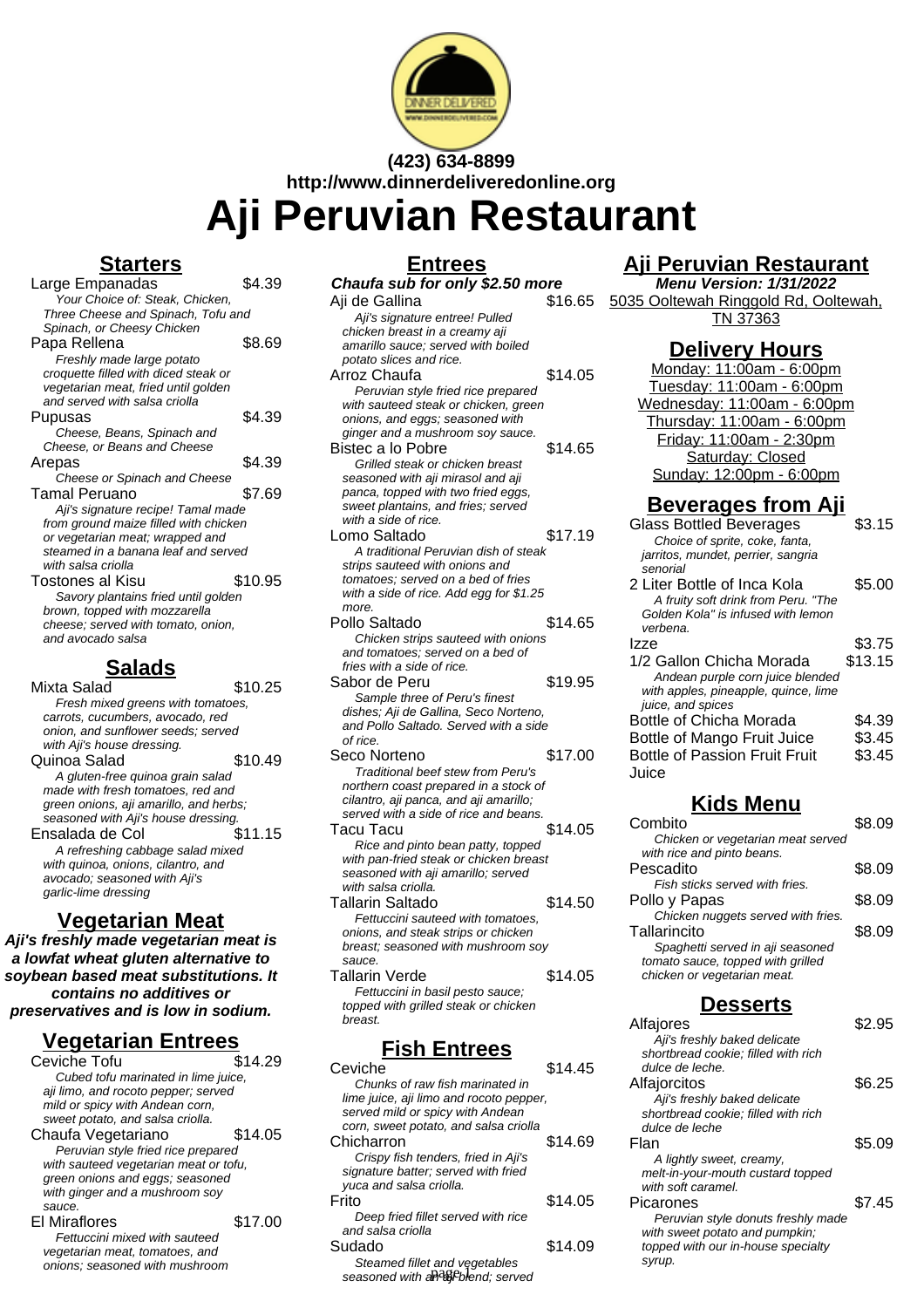(423) 634-8899
http://www.dinnerdeliveredonline.org

# Aji Peruvian Restaurant

## Starters

Large Empanadas $4.39
*Your Choice of: Steak, Chicken, Three Cheese and Spinach, Tofu and Spinach, or Cheesy Chicken*

Papa Rellena $8.69
*Freshly made large potato croquette filled with diced steak or vegetarian meat, fried until golden and served with salsa criolla*

Pupusas $4.39
*Cheese, Beans, Spinach and Cheese, or Beans and Cheese*

Arepas $4.39
*Cheese or Spinach and Cheese*

Tamal Peruano $7.69
*Aji's signature recipe! Tamal made from ground maize filled with chicken or vegetarian meat; wrapped and steamed in a banana leaf and served with salsa criolla*

Tostones al Kisu $10.95
*Savory plantains fried until golden brown, topped with mozzarella cheese; served with tomato, onion, and avocado salsa*

## Salads

Mixta Salad $10.25
*Fresh mixed greens with tomatoes, carrots, cucumbers, avocado, red onion, and sunflower seeds; served with Aji's house dressing.*

Quinoa Salad $10.49
*A gluten-free quinoa grain salad made with fresh tomatoes, red and green onions, aji amarillo, and herbs; seasoned with Aji's house dressing.*

Ensalada de Col $11.15
*A refreshing cabbage salad mixed with quinoa, onions, cilantro, and avocado; seasoned with Aji's garlic-lime dressing*

## Vegetarian Meat

**Aji's freshly made vegetarian meat is a lowfat wheat gluten alternative to soybean based meat substitutions. It contains no additives or preservatives and is low in sodium.**

## Vegetarian Entrees

Ceviche Tofu $14.29
*Cubed tofu marinated in lime juice, aji limo, and rocoto pepper; served mild or spicy with Andean corn, sweet potato, and salsa criolla.*

Chaufa Vegetariano $14.05
*Peruvian style fried rice prepared with sauteed vegetarian meat or tofu, green onions and eggs; seasoned with ginger and a mushroom soy sauce.*

El Miraflores $17.00
*Fettuccini mixed with sauteed vegetarian meat, tomatoes, and onions; seasoned with mushroom*

## Entrees

***Chaufa sub for only $2.50 more***

Aji de Gallina $16.65
*Aji's signature entree! Pulled chicken breast in a creamy aji amarillo sauce; served with boiled potato slices and rice.*

Arroz Chaufa $14.05
*Peruvian style fried rice prepared with sauteed steak or chicken, green onions, and eggs; seasoned with ginger and a mushroom soy sauce.*

Bistec a lo Pobre $14.65
*Grilled steak or chicken breast seasoned with aji mirasol and aji panca, topped with two fried eggs, sweet plantains, and fries; served with a side of rice.*

Lomo Saltado $17.19
*A traditional Peruvian dish of steak strips sauteed with onions and tomatoes; served on a bed of fries with a side of rice. Add egg for $1.25 more.*

Pollo Saltado $14.65
*Chicken strips sauteed with onions and tomatoes; served on a bed of fries with a side of rice.*

Sabor de Peru $19.95
*Sample three of Peru's finest dishes; Aji de Gallina, Seco Norteno, and Pollo Saltado. Served with a side of rice.*

Seco Norteno $17.00
*Traditional beef stew from Peru's northern coast prepared in a stock of cilantro, aji panca, and aji amarillo; served with a side of rice and beans.*

Tacu Tacu $14.05
*Rice and pinto bean patty, topped with pan-fried steak or chicken breast seasoned with aji amarillo; served with salsa criolla.*

Tallarin Saltado $14.50
*Fettuccini sauteed with tomatoes, onions, and steak strips or chicken breast; seasoned with mushroom soy sauce.*

Tallarin Verde $14.05
*Fettuccini in basil pesto sauce; topped with grilled steak or chicken breast.*

## Fish Entrees

Ceviche $14.45
*Chunks of raw fish marinated in lime juice, aji limo and rocoto pepper, served mild or spicy with Andean corn, sweet potato and salsa criolla*

Chicharron $14.69
*Crispy fish tenders, fried in Aji's signature batter; served with fried yuca and salsa criolla.*

Frito $14.05
*Deep fried fillet served with rice and salsa criolla*

Sudado $14.09
*Steamed fillet and vegetables seasoned with an aji blend; served*

## Aji Peruvian Restaurant

**Menu Version: 1/31/2022**

5035 Ooltewah Ringgold Rd, Ooltewah, TN 37363

## Delivery Hours

Monday: 11:00am - 6:00pm
Tuesday: 11:00am - 6:00pm
Wednesday: 11:00am - 6:00pm
Thursday: 11:00am - 6:00pm
Friday: 11:00am - 2:30pm
Saturday: Closed
Sunday: 12:00pm - 6:00pm

## Beverages from Aji

Glass Bottled Beverages $3.15
*Choice of sprite, coke, fanta, jarritos, mundet, perrier, sangria senorial*

2 Liter Bottle of Inca Kola $5.00
*A fruity soft drink from Peru. "The Golden Kola" is infused with lemon verbena.*

Izze $3.75

1/2 Gallon Chicha Morada $13.15
*Andean purple corn juice blended with apples, pineapple, quince, lime juice, and spices*

Bottle of Chicha Morada $4.39

Bottle of Mango Fruit Juice $3.45

Bottle of Passion Fruit Fruit Juice $3.45

## Kids Menu

Combito $8.09
*Chicken or vegetarian meat served with rice and pinto beans.*

Pescadito $8.09
*Fish sticks served with fries.*

Pollo y Papas $8.09
*Chicken nuggets served with fries.*

Tallarincito $8.09
*Spaghetti served in aji seasoned tomato sauce, topped with grilled chicken or vegetarian meat.*

## Desserts

Alfajores $2.95
*Aji's freshly baked delicate shortbread cookie; filled with rich dulce de leche.*

Alfajorcitos $6.25
*Aji's freshly baked delicate shortbread cookie; filled with rich dulce de leche*

Flan $5.09
*A lightly sweet, creamy, melt-in-your-mouth custard topped with soft caramel.*

Picarones $7.45
*Peruvian style donuts freshly made with sweet potato and pumpkin; topped with our in-house specialty syrup.*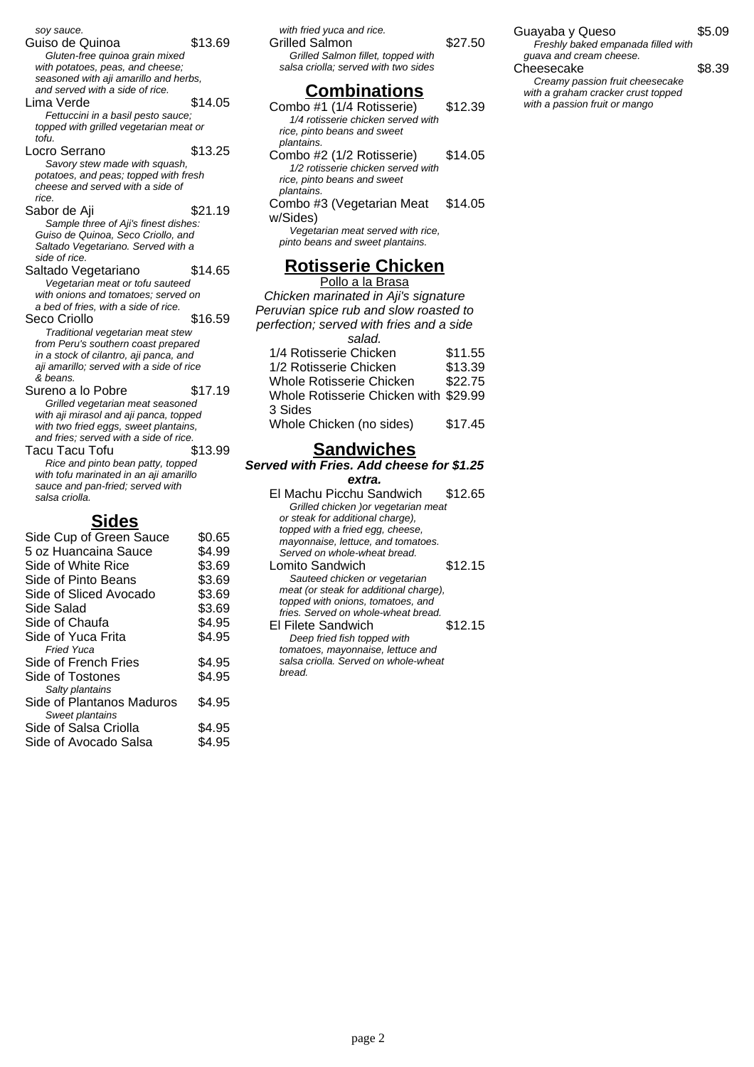soy sauce.

Guiso de Quinoa $13.69
*Gluten-free quinoa grain mixed with potatoes, peas, and cheese; seasoned with aji amarillo and herbs, and served with a side of rice.*

Lima Verde $14.05
*Fettuccini in a basil pesto sauce; topped with grilled vegetarian meat or tofu.*

Locro Serrano $13.25
*Savory stew made with squash, potatoes, and peas; topped with fresh cheese and served with a side of rice.*

Sabor de Aji $21.19
*Sample three of Aji's finest dishes: Guiso de Quinoa, Seco Criollo, and Saltado Vegetariano. Served with a side of rice.*

Saltado Vegetariano $14.65
*Vegetarian meat or tofu sauteed with onions and tomatoes; served on a bed of fries, with a side of rice.*

Seco Criollo $16.59
*Traditional vegetarian meat stew from Peru's southern coast prepared in a stock of cilantro, aji panca, and aji amarillo; served with a side of rice & beans.*

Sureno a lo Pobre $17.19
*Grilled vegetarian meat seasoned with aji mirasol and aji panca, topped with two fried eggs, sweet plantains, and fries; served with a side of rice.*

Tacu Tacu Tofu $13.99
*Rice and pinto bean patty, topped with tofu marinated in an aji amarillo sauce and pan-fried; served with salsa criolla.*

## Sides

| | |
|---|---|
| Side Cup of Green Sauce | $0.65 |
| 5 oz Huancaina Sauce | $4.99 |
| Side of White Rice | $3.69 |
| Side of Pinto Beans | $3.69 |
| Side of Sliced Avocado | $3.69 |
| Side Salad | $3.69 |
| Side of Chaufa | $4.95 |
| Side of Yuca Frita *Fried Yuca* | $4.95 |
| Side of French Fries | $4.95 |
| Side of Tostones *Salty plantains* | $4.95 |
| Side of Plantanos Maduros *Sweet plantains* | $4.95 |
| Side of Salsa Criolla | $4.95 |
| Side of Avocado Salsa | $4.95 |

*with fried yuca and rice.*

Grilled Salmon $27.50
*Grilled Salmon fillet, topped with salsa criolla; served with two sides*

## Combinations

Combo #1 (1/4 Rotisserie) $12.39
*1/4 rotisserie chicken served with rice, pinto beans and sweet plantains.*

Combo #2 (1/2 Rotisserie) $14.05
*1/2 rotisserie chicken served with rice, pinto beans and sweet plantains.*

Combo #3 (Vegetarian Meat w/Sides) $14.05
*Vegetarian meat served with rice, pinto beans and sweet plantains.*

## Rotisserie Chicken

Pollo a la Brasa

*Chicken marinated in Aji's signature Peruvian spice rub and slow roasted to perfection; served with fries and a side salad.*

| | |
|---|---|
| 1/4 Rotisserie Chicken | $11.55 |
| 1/2 Rotisserie Chicken | $13.39 |
| Whole Rotisserie Chicken | $22.75 |
| Whole Rotisserie Chicken with 3 Sides | $29.99 |
| Whole Chicken (no sides) | $17.45 |

## Sandwiches

***Served with Fries. Add cheese for $1.25 extra.***

El Machu Picchu Sandwich $12.65
*Grilled chicken )or vegetarian meat or steak for additional charge), topped with a fried egg, cheese, mayonnaise, lettuce, and tomatoes. Served on whole-wheat bread.*

Lomito Sandwich $12.15
*Sauteed chicken or vegetarian meat (or steak for additional charge), topped with onions, tomatoes, and fries. Served on whole-wheat bread.*

El Filete Sandwich $12.15
*Deep fried fish topped with tomatoes, mayonnaise, lettuce and salsa criolla. Served on whole-wheat bread.*

Guayaba y Queso $5.09
*Freshly baked empanada filled with guava and cream cheese.*

Cheesecake $8.39
*Creamy passion fruit cheesecake with a graham cracker crust topped with a passion fruit or mango*